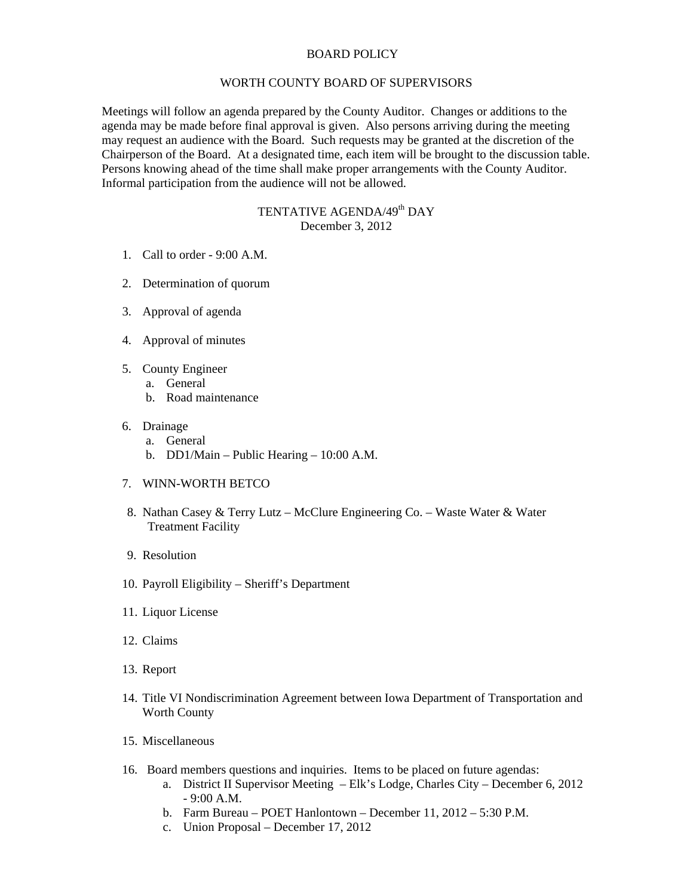# BOARD POLICY

## WORTH COUNTY BOARD OF SUPERVISORS

Meetings will follow an agenda prepared by the County Auditor. Changes or additions to the agenda may be made before final approval is given. Also persons arriving during the meeting may request an audience with the Board. Such requests may be granted at the discretion of the Chairperson of the Board. At a designated time, each item will be brought to the discussion table. Persons knowing ahead of the time shall make proper arrangements with the County Auditor. Informal participation from the audience will not be allowed.

## TENTATIVE AGENDA/49th DAY
December 3, 2012

1. Call to order - 9:00 A.M.
2. Determination of quorum
3. Approval of agenda
4. Approval of minutes
5. County Engineer
   a. General
   b. Road maintenance
6. Drainage
   a. General
   b. DD1/Main – Public Hearing – 10:00 A.M.
7. WINN-WORTH BETCO
8. Nathan Casey & Terry Lutz – McClure Engineering Co. – Waste Water & Water Treatment Facility
9. Resolution
10. Payroll Eligibility – Sheriff's Department
11. Liquor License
12. Claims
13. Report
14. Title VI Nondiscrimination Agreement between Iowa Department of Transportation and Worth County
15. Miscellaneous
16. Board members questions and inquiries. Items to be placed on future agendas:
    a. District II Supervisor Meeting – Elk's Lodge, Charles City – December 6, 2012 - 9:00 A.M.
    b. Farm Bureau – POET Hanlontown – December 11, 2012 – 5:30 P.M.
    c. Union Proposal – December 17, 2012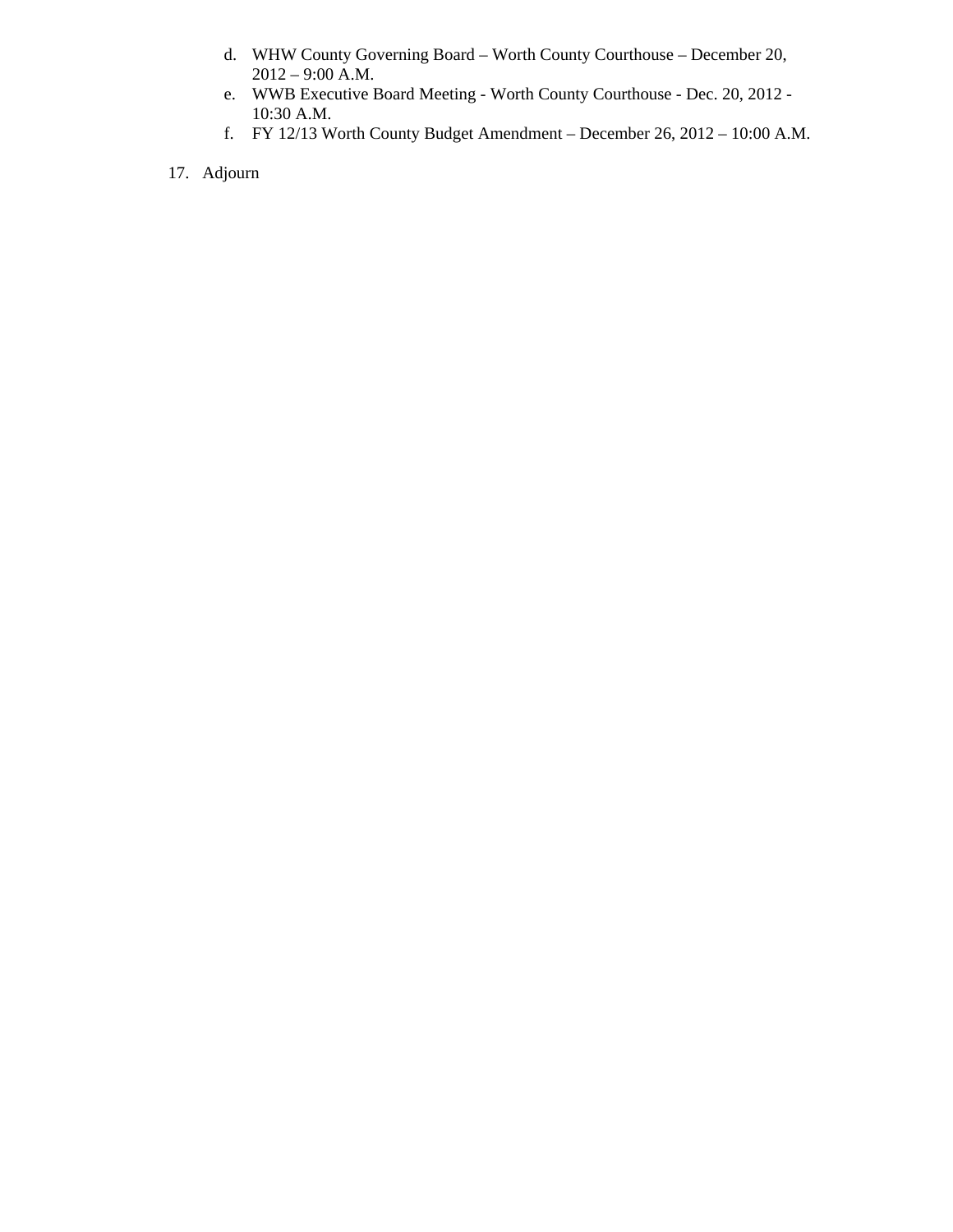d. WHW County Governing Board – Worth County Courthouse – December 20, 2012 – 9:00 A.M.
   e. WWB Executive Board Meeting - Worth County Courthouse - Dec. 20, 2012 - 10:30 A.M.
   f. FY 12/13 Worth County Budget Amendment – December 26, 2012 – 10:00 A.M.

17. Adjourn